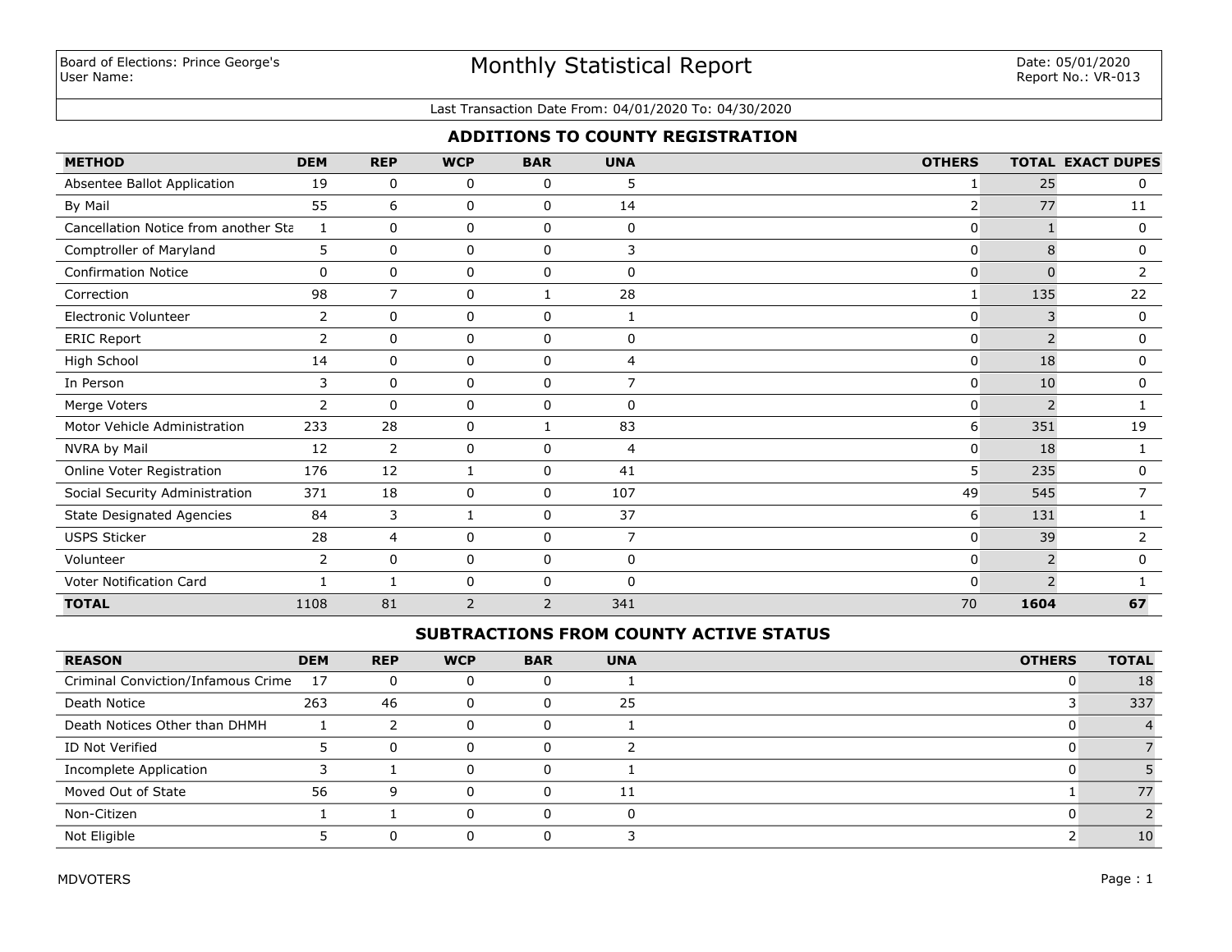Board of Elections: Prince George's
User Name:

# Monthly Statistical Report

Date: 05/01/2020
Report No.: VR-013

Last Transaction Date From: 04/01/2020 To: 04/30/2020

## ADDITIONS TO COUNTY REGISTRATION

| METHOD | DEM | REP | WCP | BAR | UNA | OTHERS | TOTAL | EXACT DUPES |
|---|---|---|---|---|---|---|---|---|
| Absentee Ballot Application | 19 | 0 | 0 | 0 | 5 | 1 | 25 | 0 |
| By Mail | 55 | 6 | 0 | 0 | 14 | 2 | 77 | 11 |
| Cancellation Notice from another Sta | 1 | 0 | 0 | 0 | 0 | 0 | 1 | 0 |
| Comptroller of Maryland | 5 | 0 | 0 | 0 | 3 | 0 | 8 | 0 |
| Confirmation Notice | 0 | 0 | 0 | 0 | 0 | 0 | 0 | 2 |
| Correction | 98 | 7 | 0 | 1 | 28 | 1 | 135 | 22 |
| Electronic Volunteer | 2 | 0 | 0 | 0 | 1 | 0 | 3 | 0 |
| ERIC Report | 2 | 0 | 0 | 0 | 0 | 0 | 2 | 0 |
| High School | 14 | 0 | 0 | 0 | 4 | 0 | 18 | 0 |
| In Person | 3 | 0 | 0 | 0 | 7 | 0 | 10 | 0 |
| Merge Voters | 2 | 0 | 0 | 0 | 0 | 0 | 2 | 1 |
| Motor Vehicle Administration | 233 | 28 | 0 | 1 | 83 | 6 | 351 | 19 |
| NVRA by Mail | 12 | 2 | 0 | 0 | 4 | 0 | 18 | 1 |
| Online Voter Registration | 176 | 12 | 1 | 0 | 41 | 5 | 235 | 0 |
| Social Security Administration | 371 | 18 | 0 | 0 | 107 | 49 | 545 | 7 |
| State Designated Agencies | 84 | 3 | 1 | 0 | 37 | 6 | 131 | 1 |
| USPS Sticker | 28 | 4 | 0 | 0 | 7 | 0 | 39 | 2 |
| Volunteer | 2 | 0 | 0 | 0 | 0 | 0 | 2 | 0 |
| Voter Notification Card | 1 | 1 | 0 | 0 | 0 | 0 | 2 | 1 |
| **TOTAL** | 1108 | 81 | 2 | 2 | 341 | 70 | **1604** | **67** |

## SUBTRACTIONS FROM COUNTY ACTIVE STATUS

| REASON | DEM | REP | WCP | BAR | UNA | OTHERS | TOTAL |
|---|---|---|---|---|---|---|---|
| Criminal Conviction/Infamous Crime | 17 | 0 | 0 | 0 | 1 | 0 | 18 |
| Death Notice | 263 | 46 | 0 | 0 | 25 | 3 | 337 |
| Death Notices Other than DHMH | 1 | 2 | 0 | 0 | 1 | 0 | 4 |
| ID Not Verified | 5 | 0 | 0 | 0 | 2 | 0 | 7 |
| Incomplete Application | 3 | 1 | 0 | 0 | 1 | 0 | 5 |
| Moved Out of State | 56 | 9 | 0 | 0 | 11 | 1 | 77 |
| Non-Citizen | 1 | 1 | 0 | 0 | 0 | 0 | 2 |
| Not Eligible | 5 | 0 | 0 | 0 | 3 | 2 | 10 |

MDVOTERS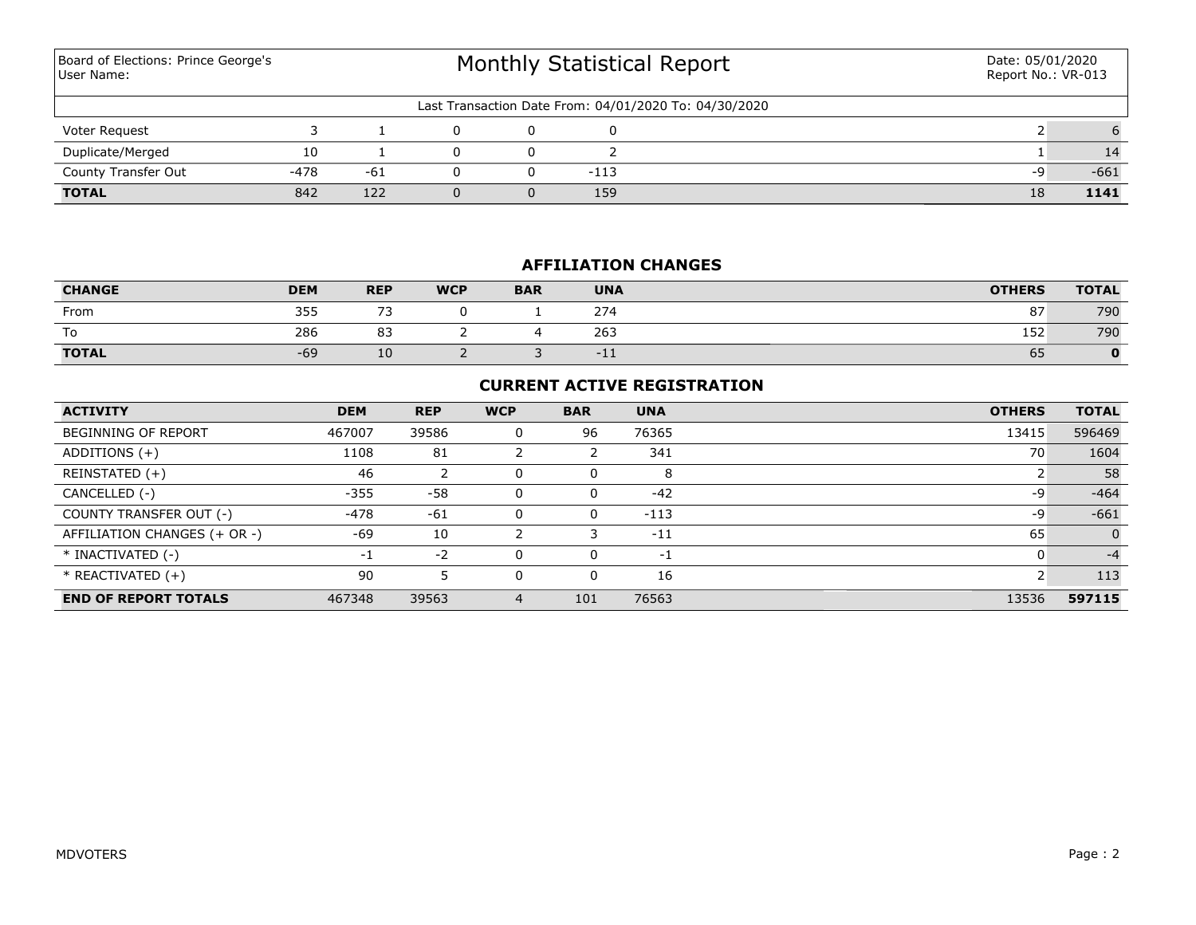Board of Elections: Prince George's
User Name:

# Monthly Statistical Report

Date: 05/01/2020
Report No.: VR-013

Last Transaction Date From: 04/01/2020 To: 04/30/2020

| | | | | | | | |
|---|---|---|---|---|---|---|---|
| Voter Request | 3 | 1 | 0 | 0 | 0 | 2 | 6 |
| Duplicate/Merged | 10 | 1 | 0 | 0 | 2 | 1 | 14 |
| County Transfer Out | -478 | -61 | 0 | 0 | -113 | -9 | -661 |
| **TOTAL** | 842 | 122 | 0 | 0 | 159 | 18 | **1141** |

## AFFILIATION CHANGES

| CHANGE | DEM | REP | WCP | BAR | UNA | OTHERS | TOTAL |
|---|---|---|---|---|---|---|---|
| From | 355 | 73 | 0 | 1 | 274 | 87 | 790 |
| To | 286 | 83 | 2 | 4 | 263 | 152 | 790 |
| **TOTAL** | -69 | 10 | 2 | 3 | -11 | 65 | **0** |

## CURRENT ACTIVE REGISTRATION

| ACTIVITY | DEM | REP | WCP | BAR | UNA | OTHERS | TOTAL |
|---|---|---|---|---|---|---|---|
| BEGINNING OF REPORT | 467007 | 39586 | 0 | 96 | 76365 | 13415 | 596469 |
| ADDITIONS (+) | 1108 | 81 | 2 | 2 | 341 | 70 | 1604 |
| REINSTATED (+) | 46 | 2 | 0 | 0 | 8 | 2 | 58 |
| CANCELLED (-) | -355 | -58 | 0 | 0 | -42 | -9 | -464 |
| COUNTY TRANSFER OUT (-) | -478 | -61 | 0 | 0 | -113 | -9 | -661 |
| AFFILIATION CHANGES (+ OR -) | -69 | 10 | 2 | 3 | -11 | 65 | 0 |
| * INACTIVATED (-) | -1 | -2 | 0 | 0 | -1 | 0 | -4 |
| * REACTIVATED (+) | 90 | 5 | 0 | 0 | 16 | 2 | 113 |
| **END OF REPORT TOTALS** | 467348 | 39563 | 4 | 101 | 76563 | 13536 | **597115** |

MDVOTERS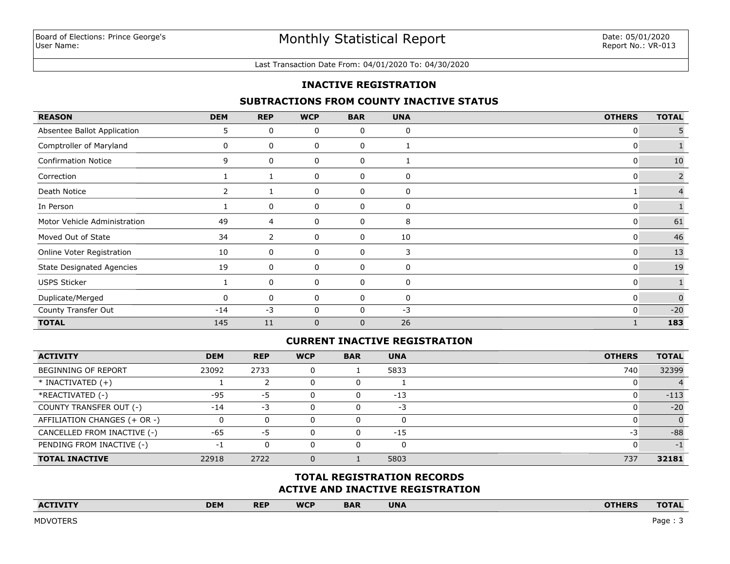Board of Elections: Prince George's
User Name:

# Monthly Statistical Report

Date: 05/01/2020
Report No.: VR-013

Last Transaction Date From: 04/01/2020 To: 04/30/2020

## INACTIVE REGISTRATION

### SUBTRACTIONS FROM COUNTY INACTIVE STATUS

| REASON | DEM | REP | WCP | BAR | UNA | OTHERS | TOTAL |
|---|---|---|---|---|---|---|---|
| Absentee Ballot Application | 5 | 0 | 0 | 0 | 0 | 0 | 5 |
| Comptroller of Maryland | 0 | 0 | 0 | 0 | 1 | 0 | 1 |
| Confirmation Notice | 9 | 0 | 0 | 0 | 1 | 0 | 10 |
| Correction | 1 | 1 | 0 | 0 | 0 | 0 | 2 |
| Death Notice | 2 | 1 | 0 | 0 | 0 | 1 | 4 |
| In Person | 1 | 0 | 0 | 0 | 0 | 0 | 1 |
| Motor Vehicle Administration | 49 | 4 | 0 | 0 | 8 | 0 | 61 |
| Moved Out of State | 34 | 2 | 0 | 0 | 10 | 0 | 46 |
| Online Voter Registration | 10 | 0 | 0 | 0 | 3 | 0 | 13 |
| State Designated Agencies | 19 | 0 | 0 | 0 | 0 | 0 | 19 |
| USPS Sticker | 1 | 0 | 0 | 0 | 0 | 0 | 1 |
| Duplicate/Merged | 0 | 0 | 0 | 0 | 0 | 0 | 0 |
| County Transfer Out | -14 | -3 | 0 | 0 | -3 | 0 | -20 |
| **TOTAL** | 145 | 11 | 0 | 0 | 26 | 1 | **183** |

### CURRENT INACTIVE REGISTRATION

| ACTIVITY | DEM | REP | WCP | BAR | UNA | OTHERS | TOTAL |
|---|---|---|---|---|---|---|---|
| BEGINNING OF REPORT | 23092 | 2733 | 0 | 1 | 5833 | 740 | 32399 |
| * INACTIVATED (+) | 1 | 2 | 0 | 0 | 1 | 0 | 4 |
| *REACTIVATED (-) | -95 | -5 | 0 | 0 | -13 | 0 | -113 |
| COUNTY TRANSFER OUT (-) | -14 | -3 | 0 | 0 | -3 | 0 | -20 |
| AFFILIATION CHANGES (+ OR -) | 0 | 0 | 0 | 0 | 0 | 0 | 0 |
| CANCELLED FROM INACTIVE (-) | -65 | -5 | 0 | 0 | -15 | -3 | -88 |
| PENDING FROM INACTIVE (-) | -1 | 0 | 0 | 0 | 0 | 0 | -1 |
| **TOTAL INACTIVE** | 22918 | 2722 | 0 | 1 | 5803 | 737 | **32181** |

### TOTAL REGISTRATION RECORDS
### ACTIVE AND INACTIVE REGISTRATION

| ACTIVITY | DEM | REP | WCP | BAR | UNA | OTHERS | TOTAL |
|---|---|---|---|---|---|---|---|

MDVOTERS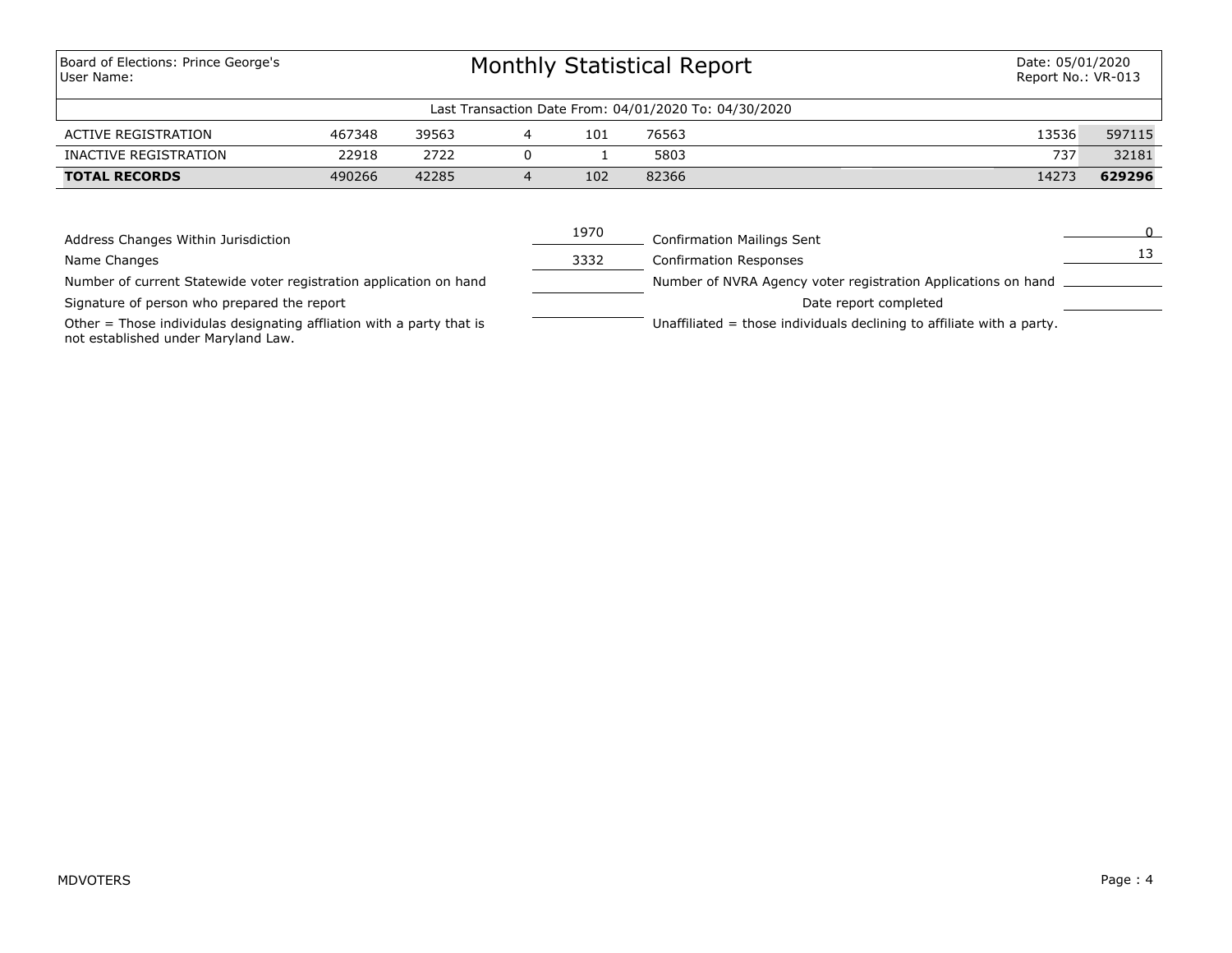Board of Elections: Prince George's
User Name:

# Monthly Statistical Report

Date: 05/01/2020
Report No.: VR-013

Last Transaction Date From: 04/01/2020 To: 04/30/2020

| | | | | | | | |
|---|---|---|---|---|---|---|---|
| ACTIVE REGISTRATION | 467348 | 39563 | 4 | 101 | 76563 | 13536 | 597115 |
| INACTIVE REGISTRATION | 22918 | 2722 | 0 | 1 | 5803 | 737 | 32181 |
| **TOTAL RECORDS** | 490266 | 42285 | 4 | 102 | 82366 | 14273 | **629296** |

| | | | |
|---|---|---|---|
| Address Changes Within Jurisdiction | 1970 | Confirmation Mailings Sent | 0 |
| Name Changes | 3332 | Confirmation Responses | 13 |
| Number of current Statewide voter registration application on hand | | Number of NVRA Agency voter registration Applications on hand | |
| Signature of person who prepared the report | | Date report completed | |

Other = Those individulas designating affliation with a party that is not established under Maryland Law.

Unaffiliated = those individuals declining to affiliate with a party.

MDVOTERS